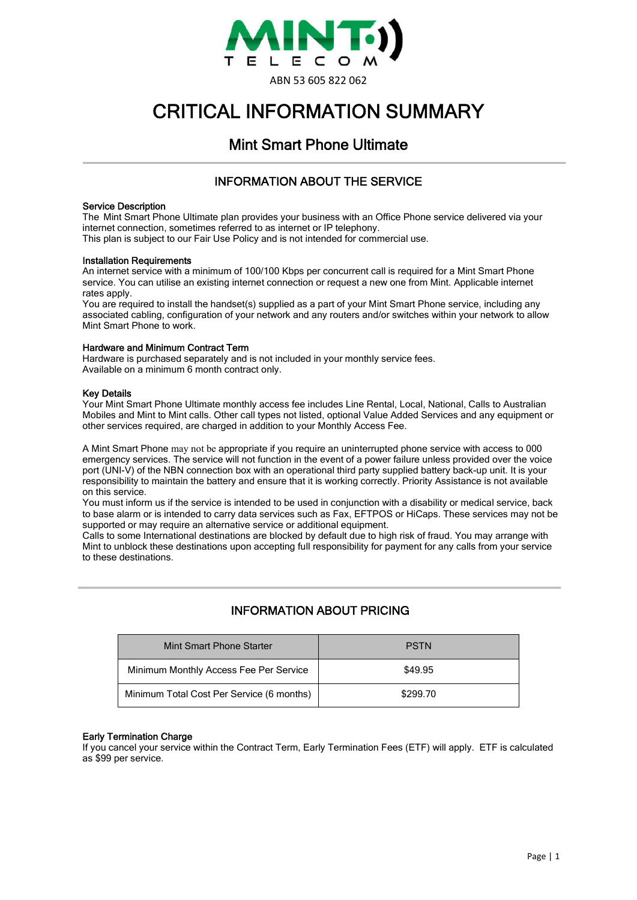MINT TELECOM

ABN 53 605 822 062

# CRITICAL INFORMATION SUMMARY

## Mint Smart Phone Ultimate

### INFORMATION ABOUT THE SERVICE

**Service Description**
The Mint Smart Phone Ultimate plan provides your business with an Office Phone service delivered via your internet connection, sometimes referred to as internet or IP telephony.
This plan is subject to our Fair Use Policy and is not intended for commercial use.

**Installation Requirements**
An internet service with a minimum of 100/100 Kbps per concurrent call is required for a Mint Smart Phone service. You can utilise an existing internet connection or request a new one from Mint. Applicable internet rates apply.
You are required to install the handset(s) supplied as a part of your Mint Smart Phone service, including any associated cabling, configuration of your network and any routers and/or switches within your network to allow Mint Smart Phone to work.

**Hardware and Minimum Contract Term**
Hardware is purchased separately and is not included in your monthly service fees.
Available on a minimum 6 month contract only.

**Key Details**
Your Mint Smart Phone Ultimate monthly access fee includes Line Rental, Local, National, Calls to Australian Mobiles and Mint to Mint calls. Other call types not listed, optional Value Added Services and any equipment or other services required, are charged in addition to your Monthly Access Fee.

A Mint Smart Phone may not be appropriate if you require an uninterrupted phone service with access to 000 emergency services. The service will not function in the event of a power failure unless provided over the voice port (UNI-V) of the NBN connection box with an operational third party supplied battery back-up unit. It is your responsibility to maintain the battery and ensure that it is working correctly. Priority Assistance is not available on this service.
You must inform us if the service is intended to be used in conjunction with a disability or medical service, back to base alarm or is intended to carry data services such as Fax, EFTPOS or HiCaps. These services may not be supported or may require an alternative service or additional equipment.
Calls to some International destinations are blocked by default due to high risk of fraud. You may arrange with Mint to unblock these destinations upon accepting full responsibility for payment for any calls from your service to these destinations.

### INFORMATION ABOUT PRICING

| Mint Smart Phone Starter | PSTN |
|---|---|
| Minimum Monthly Access Fee Per Service | $49.95 |
| Minimum Total Cost Per Service (6 months) | $299.70 |

**Early Termination Charge**
If you cancel your service within the Contract Term, Early Termination Fees (ETF) will apply. ETF is calculated as $99 per service.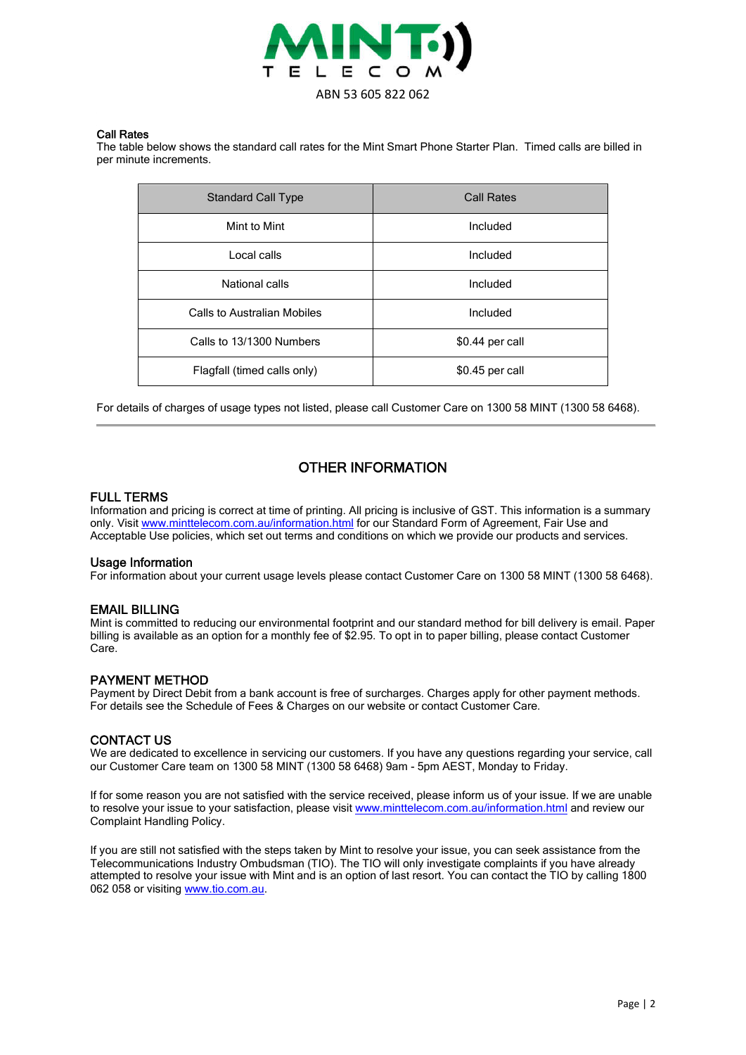MINT TELECOM

ABN 53 605 822 062

**Call Rates**

The table below shows the standard call rates for the Mint Smart Phone Starter Plan. Timed calls are billed in per minute increments.

| Standard Call Type | Call Rates |
| --- | --- |
| Mint to Mint | Included |
| Local calls | Included |
| National calls | Included |
| Calls to Australian Mobiles | Included |
| Calls to 13/1300 Numbers | $0.44 per call |
| Flagfall (timed calls only) | $0.45 per call |

For details of charges of usage types not listed, please call Customer Care on 1300 58 MINT (1300 58 6468).

---

## OTHER INFORMATION

### FULL TERMS

Information and pricing is correct at time of printing. All pricing is inclusive of GST. This information is a summary only. Visit [www.minttelecom.com.au/information.html](http://www.minttelecom.com.au/information.html) for our Standard Form of Agreement, Fair Use and Acceptable Use policies, which set out terms and conditions on which we provide our products and services.

### Usage Information

For information about your current usage levels please contact Customer Care on 1300 58 MINT (1300 58 6468).

### EMAIL BILLING

Mint is committed to reducing our environmental footprint and our standard method for bill delivery is email. Paper billing is available as an option for a monthly fee of $2.95. To opt in to paper billing, please contact Customer Care.

### PAYMENT METHOD

Payment by Direct Debit from a bank account is free of surcharges. Charges apply for other payment methods. For details see the Schedule of Fees & Charges on our website or contact Customer Care.

### CONTACT US

We are dedicated to excellence in servicing our customers. If you have any questions regarding your service, call our Customer Care team on 1300 58 MINT (1300 58 6468) 9am - 5pm AEST, Monday to Friday.

If for some reason you are not satisfied with the service received, please inform us of your issue. If we are unable to resolve your issue to your satisfaction, please visit [www.minttelecom.com.au/information.html](http://www.minttelecom.com.au/information.html) and review our Complaint Handling Policy.

If you are still not satisfied with the steps taken by Mint to resolve your issue, you can seek assistance from the Telecommunications Industry Ombudsman (TIO). The TIO will only investigate complaints if you have already attempted to resolve your issue with Mint and is an option of last resort. You can contact the TIO by calling 1800 062 058 or visiting [www.tio.com.au](http://www.tio.com.au).